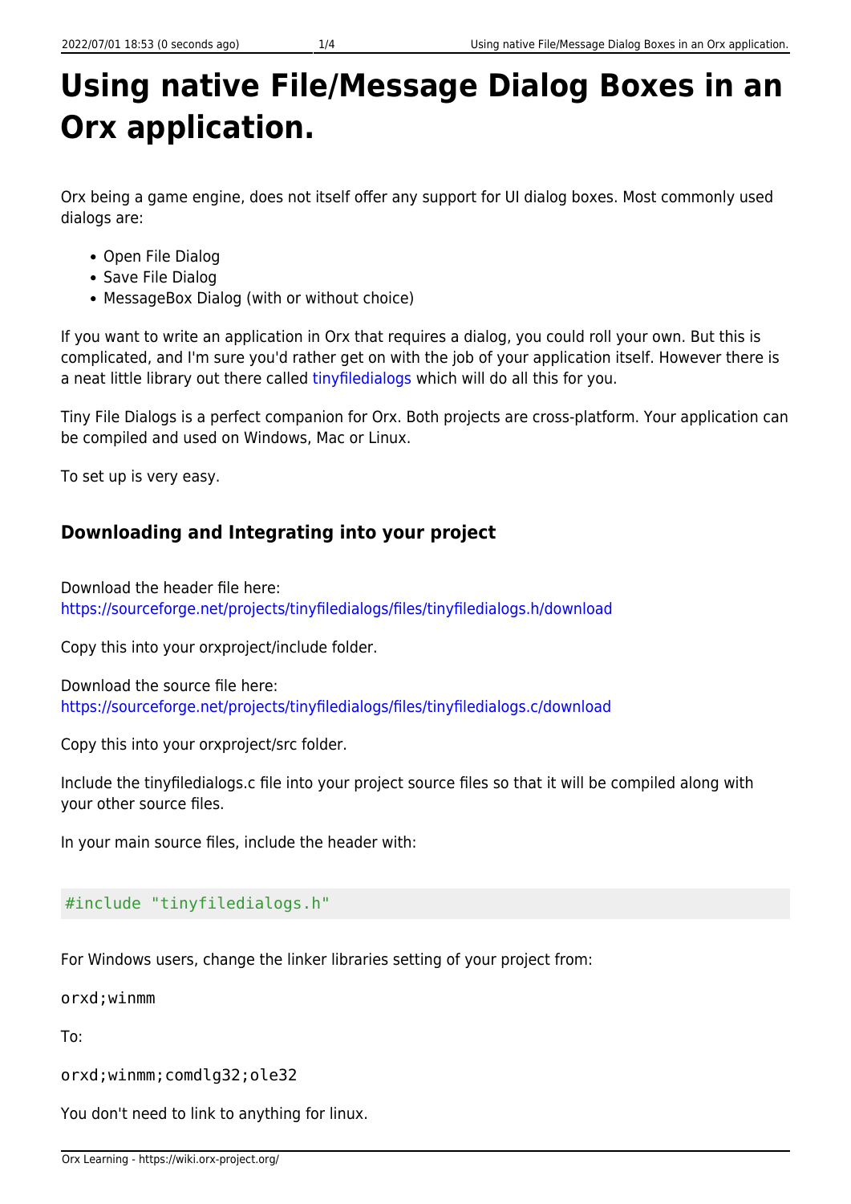# Using native File/Message Dialog Boxes in an Orx application.

Orx being a game engine, does not itself offer any support for UI dialog boxes. Most commonly used dialogs are:

- Open File Dialog
- Save File Dialog
- MessageBox Dialog (with or without choice)

If you want to write an application in Orx that requires a dialog, you could roll your own. But this is complicated, and I'm sure you'd rather get on with the job of your application itself. However there is a neat little library out there called tinyfiledialogs which will do all this for you.

Tiny File Dialogs is a perfect companion for Orx. Both projects are cross-platform. Your application can be compiled and used on Windows, Mac or Linux.

To set up is very easy.

### Downloading and Integrating into your project

Download the header file here:
https://sourceforge.net/projects/tinyfiledialogs/files/tinyfiledialogs.h/download

Copy this into your orxproject/include folder.

Download the source file here:
https://sourceforge.net/projects/tinyfiledialogs/files/tinyfiledialogs.c/download

Copy this into your orxproject/src folder.

Include the tinyfiledialogs.c file into your project source files so that it will be compiled along with your other source files.

In your main source files, include the header with:

```
#include "tinyfiledialogs.h"
```

For Windows users, change the linker libraries setting of your project from:

`orxd;winmm`

To:

`orxd;winmm;comdlg32;ole32`

You don't need to link to anything for linux.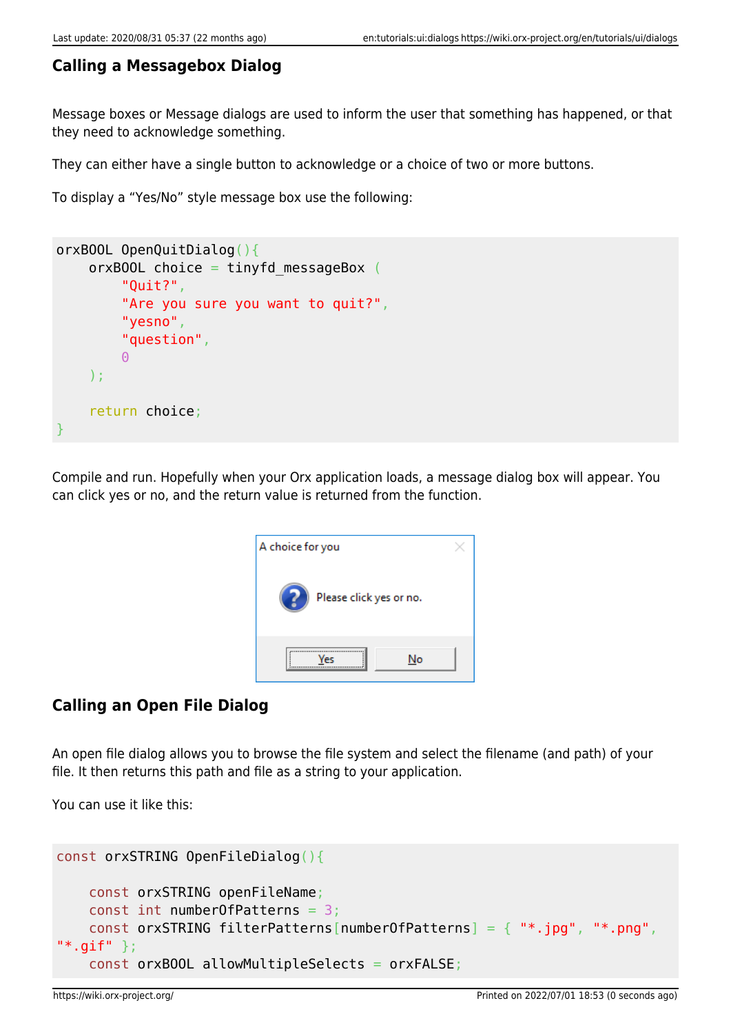### Calling a Messagebox Dialog

Message boxes or Message dialogs are used to inform the user that something has happened, or that they need to acknowledge something.

They can either have a single button to acknowledge or a choice of two or more buttons.

To display a "Yes/No" style message box use the following:

```
orxBOOL OpenQuitDialog(){
    orxBOOL choice = tinyfd_messageBox (
        "Quit?",
        "Are you sure you want to quit?",
        "yesno",
        "question",
        0
    );

    return choice;
}
```

Compile and run. Hopefully when your Orx application loads, a message dialog box will appear. You can click yes or no, and the return value is returned from the function.

### Calling an Open File Dialog

An open file dialog allows you to browse the file system and select the filename (and path) of your file. It then returns this path and file as a string to your application.

You can use it like this:

```
const orxSTRING OpenFileDialog(){

    const orxSTRING openFileName;
    const int numberOfPatterns = 3;
    const orxSTRING filterPatterns[numberOfPatterns] = { "*.jpg", "*.png",
"*.gif" };
    const orxBOOL allowMultipleSelects = orxFALSE;
```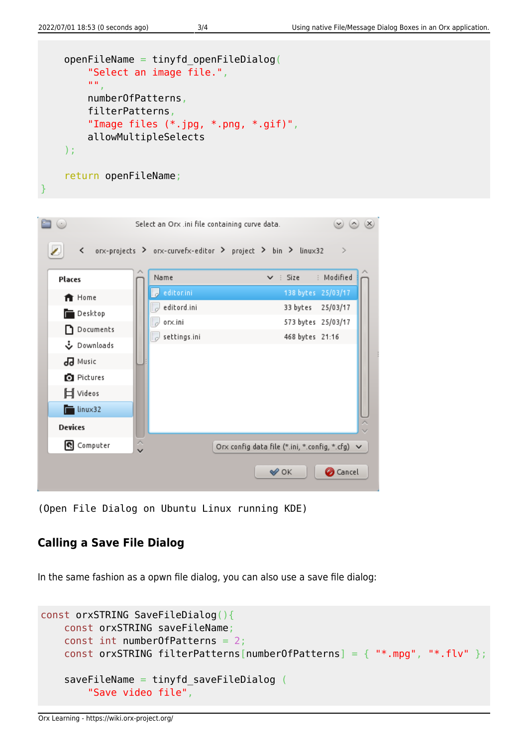```
    openFileName = tinyfd_openFileDialog(
        "Select an image file.",
        "",
        numberOfPatterns,
        filterPatterns,
        "Image files (*.jpg, *.png, *.gif)",
        allowMultipleSelects
    );

    return openFileName;
}
```

(Open File Dialog on Ubuntu Linux running KDE)

### Calling a Save File Dialog

In the same fashion as a opwn file dialog, you can also use a save file dialog:

```
const orxSTRING SaveFileDialog(){
    const orxSTRING saveFileName;
    const int numberOfPatterns = 2;
    const orxSTRING filterPatterns[numberOfPatterns] = { "*.mpg", "*.flv" };

    saveFileName = tinyfd_saveFileDialog (
        "Save video file",
```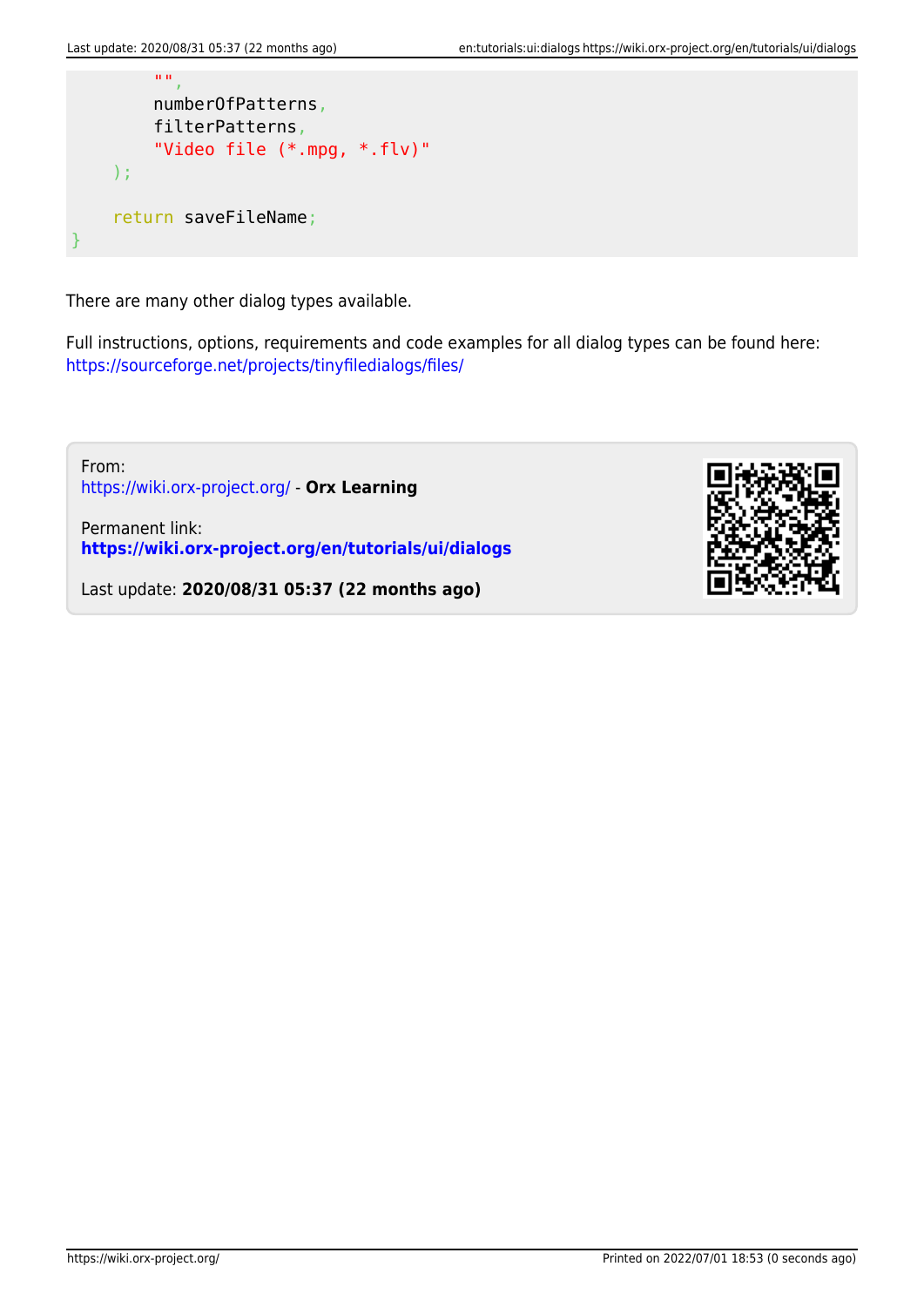```
        "",
        numberOfPatterns,
        filterPatterns,
        "Video file (*.mpg, *.flv)"
    );

    return saveFileName;
}
```

There are many other dialog types available.

Full instructions, options, requirements and code examples for all dialog types can be found here: https://sourceforge.net/projects/tinyfiledialogs/files/

From:
https://wiki.orx-project.org/ - **Orx Learning**

Permanent link:
**https://wiki.orx-project.org/en/tutorials/ui/dialogs**

Last update: **2020/08/31 05:37 (22 months ago)**